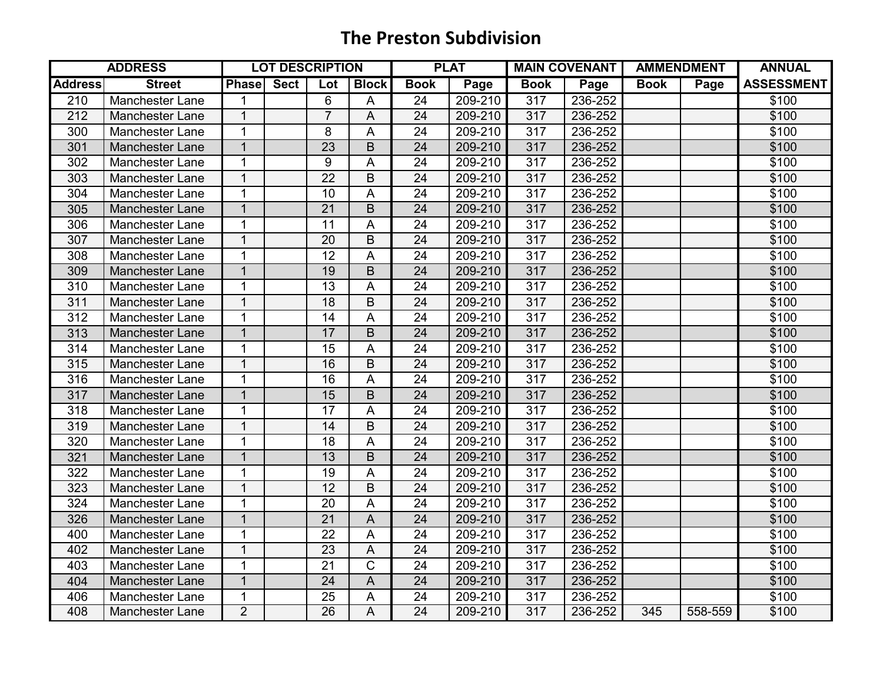# The Preston Subdivision

| ADDRESS | | LOT DESCRIPTION | | | | PLAT | | MAIN COVENANT | | AMMENDMENT | | ANNUAL |
|---|---|---|---|---|---|---|---|---|---|---|---|---|
| Address | Street | Phase | Sect | Lot | Block | Book | Page | Book | Page | Book | Page | ASSESSMENT |
| 210 | Manchester Lane | 1 | | 6 | A | 24 | 209-210 | 317 | 236-252 | | | $100 |
| 212 | Manchester Lane | 1 | | 7 | A | 24 | 209-210 | 317 | 236-252 | | | $100 |
| 300 | Manchester Lane | 1 | | 8 | A | 24 | 209-210 | 317 | 236-252 | | | $100 |
| 301 | Manchester Lane | 1 | | 23 | B | 24 | 209-210 | 317 | 236-252 | | | $100 |
| 302 | Manchester Lane | 1 | | 9 | A | 24 | 209-210 | 317 | 236-252 | | | $100 |
| 303 | Manchester Lane | 1 | | 22 | B | 24 | 209-210 | 317 | 236-252 | | | $100 |
| 304 | Manchester Lane | 1 | | 10 | A | 24 | 209-210 | 317 | 236-252 | | | $100 |
| 305 | Manchester Lane | 1 | | 21 | B | 24 | 209-210 | 317 | 236-252 | | | $100 |
| 306 | Manchester Lane | 1 | | 11 | A | 24 | 209-210 | 317 | 236-252 | | | $100 |
| 307 | Manchester Lane | 1 | | 20 | B | 24 | 209-210 | 317 | 236-252 | | | $100 |
| 308 | Manchester Lane | 1 | | 12 | A | 24 | 209-210 | 317 | 236-252 | | | $100 |
| 309 | Manchester Lane | 1 | | 19 | B | 24 | 209-210 | 317 | 236-252 | | | $100 |
| 310 | Manchester Lane | 1 | | 13 | A | 24 | 209-210 | 317 | 236-252 | | | $100 |
| 311 | Manchester Lane | 1 | | 18 | B | 24 | 209-210 | 317 | 236-252 | | | $100 |
| 312 | Manchester Lane | 1 | | 14 | A | 24 | 209-210 | 317 | 236-252 | | | $100 |
| 313 | Manchester Lane | 1 | | 17 | B | 24 | 209-210 | 317 | 236-252 | | | $100 |
| 314 | Manchester Lane | 1 | | 15 | A | 24 | 209-210 | 317 | 236-252 | | | $100 |
| 315 | Manchester Lane | 1 | | 16 | B | 24 | 209-210 | 317 | 236-252 | | | $100 |
| 316 | Manchester Lane | 1 | | 16 | A | 24 | 209-210 | 317 | 236-252 | | | $100 |
| 317 | Manchester Lane | 1 | | 15 | B | 24 | 209-210 | 317 | 236-252 | | | $100 |
| 318 | Manchester Lane | 1 | | 17 | A | 24 | 209-210 | 317 | 236-252 | | | $100 |
| 319 | Manchester Lane | 1 | | 14 | B | 24 | 209-210 | 317 | 236-252 | | | $100 |
| 320 | Manchester Lane | 1 | | 18 | A | 24 | 209-210 | 317 | 236-252 | | | $100 |
| 321 | Manchester Lane | 1 | | 13 | B | 24 | 209-210 | 317 | 236-252 | | | $100 |
| 322 | Manchester Lane | 1 | | 19 | A | 24 | 209-210 | 317 | 236-252 | | | $100 |
| 323 | Manchester Lane | 1 | | 12 | B | 24 | 209-210 | 317 | 236-252 | | | $100 |
| 324 | Manchester Lane | 1 | | 20 | A | 24 | 209-210 | 317 | 236-252 | | | $100 |
| 326 | Manchester Lane | 1 | | 21 | A | 24 | 209-210 | 317 | 236-252 | | | $100 |
| 400 | Manchester Lane | 1 | | 22 | A | 24 | 209-210 | 317 | 236-252 | | | $100 |
| 402 | Manchester Lane | 1 | | 23 | A | 24 | 209-210 | 317 | 236-252 | | | $100 |
| 403 | Manchester Lane | 1 | | 21 | C | 24 | 209-210 | 317 | 236-252 | | | $100 |
| 404 | Manchester Lane | 1 | | 24 | A | 24 | 209-210 | 317 | 236-252 | | | $100 |
| 406 | Manchester Lane | 1 | | 25 | A | 24 | 209-210 | 317 | 236-252 | | | $100 |
| 408 | Manchester Lane | 2 | | 26 | A | 24 | 209-210 | 317 | 236-252 | 345 | 558-559 | $100 |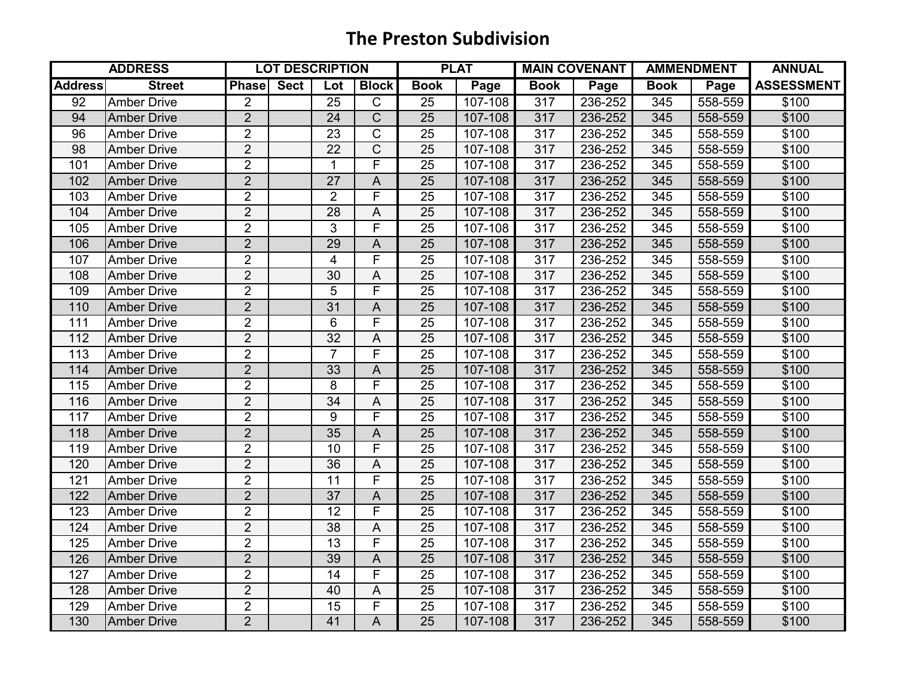# The Preston Subdivision

| ADDRESS | | LOT DESCRIPTION | | | | PLAT | | MAIN COVENANT | | AMMENDMENT | | ANNUAL |
|---|---|---|---|---|---|---|---|---|---|---|---|---|
| Address | Street | Phase | Sect | Lot | Block | Book | Page | Book | Page | Book | Page | ASSESSMENT |
| 92 | Amber Drive | 2 | | 25 | C | 25 | 107-108 | 317 | 236-252 | 345 | 558-559 | $100 |
| 94 | Amber Drive | 2 | | 24 | C | 25 | 107-108 | 317 | 236-252 | 345 | 558-559 | $100 |
| 96 | Amber Drive | 2 | | 23 | C | 25 | 107-108 | 317 | 236-252 | 345 | 558-559 | $100 |
| 98 | Amber Drive | 2 | | 22 | C | 25 | 107-108 | 317 | 236-252 | 345 | 558-559 | $100 |
| 101 | Amber Drive | 2 | | 1 | F | 25 | 107-108 | 317 | 236-252 | 345 | 558-559 | $100 |
| 102 | Amber Drive | 2 | | 27 | A | 25 | 107-108 | 317 | 236-252 | 345 | 558-559 | $100 |
| 103 | Amber Drive | 2 | | 2 | F | 25 | 107-108 | 317 | 236-252 | 345 | 558-559 | $100 |
| 104 | Amber Drive | 2 | | 28 | A | 25 | 107-108 | 317 | 236-252 | 345 | 558-559 | $100 |
| 105 | Amber Drive | 2 | | 3 | F | 25 | 107-108 | 317 | 236-252 | 345 | 558-559 | $100 |
| 106 | Amber Drive | 2 | | 29 | A | 25 | 107-108 | 317 | 236-252 | 345 | 558-559 | $100 |
| 107 | Amber Drive | 2 | | 4 | F | 25 | 107-108 | 317 | 236-252 | 345 | 558-559 | $100 |
| 108 | Amber Drive | 2 | | 30 | A | 25 | 107-108 | 317 | 236-252 | 345 | 558-559 | $100 |
| 109 | Amber Drive | 2 | | 5 | F | 25 | 107-108 | 317 | 236-252 | 345 | 558-559 | $100 |
| 110 | Amber Drive | 2 | | 31 | A | 25 | 107-108 | 317 | 236-252 | 345 | 558-559 | $100 |
| 111 | Amber Drive | 2 | | 6 | F | 25 | 107-108 | 317 | 236-252 | 345 | 558-559 | $100 |
| 112 | Amber Drive | 2 | | 32 | A | 25 | 107-108 | 317 | 236-252 | 345 | 558-559 | $100 |
| 113 | Amber Drive | 2 | | 7 | F | 25 | 107-108 | 317 | 236-252 | 345 | 558-559 | $100 |
| 114 | Amber Drive | 2 | | 33 | A | 25 | 107-108 | 317 | 236-252 | 345 | 558-559 | $100 |
| 115 | Amber Drive | 2 | | 8 | F | 25 | 107-108 | 317 | 236-252 | 345 | 558-559 | $100 |
| 116 | Amber Drive | 2 | | 34 | A | 25 | 107-108 | 317 | 236-252 | 345 | 558-559 | $100 |
| 117 | Amber Drive | 2 | | 9 | F | 25 | 107-108 | 317 | 236-252 | 345 | 558-559 | $100 |
| 118 | Amber Drive | 2 | | 35 | A | 25 | 107-108 | 317 | 236-252 | 345 | 558-559 | $100 |
| 119 | Amber Drive | 2 | | 10 | F | 25 | 107-108 | 317 | 236-252 | 345 | 558-559 | $100 |
| 120 | Amber Drive | 2 | | 36 | A | 25 | 107-108 | 317 | 236-252 | 345 | 558-559 | $100 |
| 121 | Amber Drive | 2 | | 11 | F | 25 | 107-108 | 317 | 236-252 | 345 | 558-559 | $100 |
| 122 | Amber Drive | 2 | | 37 | A | 25 | 107-108 | 317 | 236-252 | 345 | 558-559 | $100 |
| 123 | Amber Drive | 2 | | 12 | F | 25 | 107-108 | 317 | 236-252 | 345 | 558-559 | $100 |
| 124 | Amber Drive | 2 | | 38 | A | 25 | 107-108 | 317 | 236-252 | 345 | 558-559 | $100 |
| 125 | Amber Drive | 2 | | 13 | F | 25 | 107-108 | 317 | 236-252 | 345 | 558-559 | $100 |
| 126 | Amber Drive | 2 | | 39 | A | 25 | 107-108 | 317 | 236-252 | 345 | 558-559 | $100 |
| 127 | Amber Drive | 2 | | 14 | F | 25 | 107-108 | 317 | 236-252 | 345 | 558-559 | $100 |
| 128 | Amber Drive | 2 | | 40 | A | 25 | 107-108 | 317 | 236-252 | 345 | 558-559 | $100 |
| 129 | Amber Drive | 2 | | 15 | F | 25 | 107-108 | 317 | 236-252 | 345 | 558-559 | $100 |
| 130 | Amber Drive | 2 | | 41 | A | 25 | 107-108 | 317 | 236-252 | 345 | 558-559 | $100 |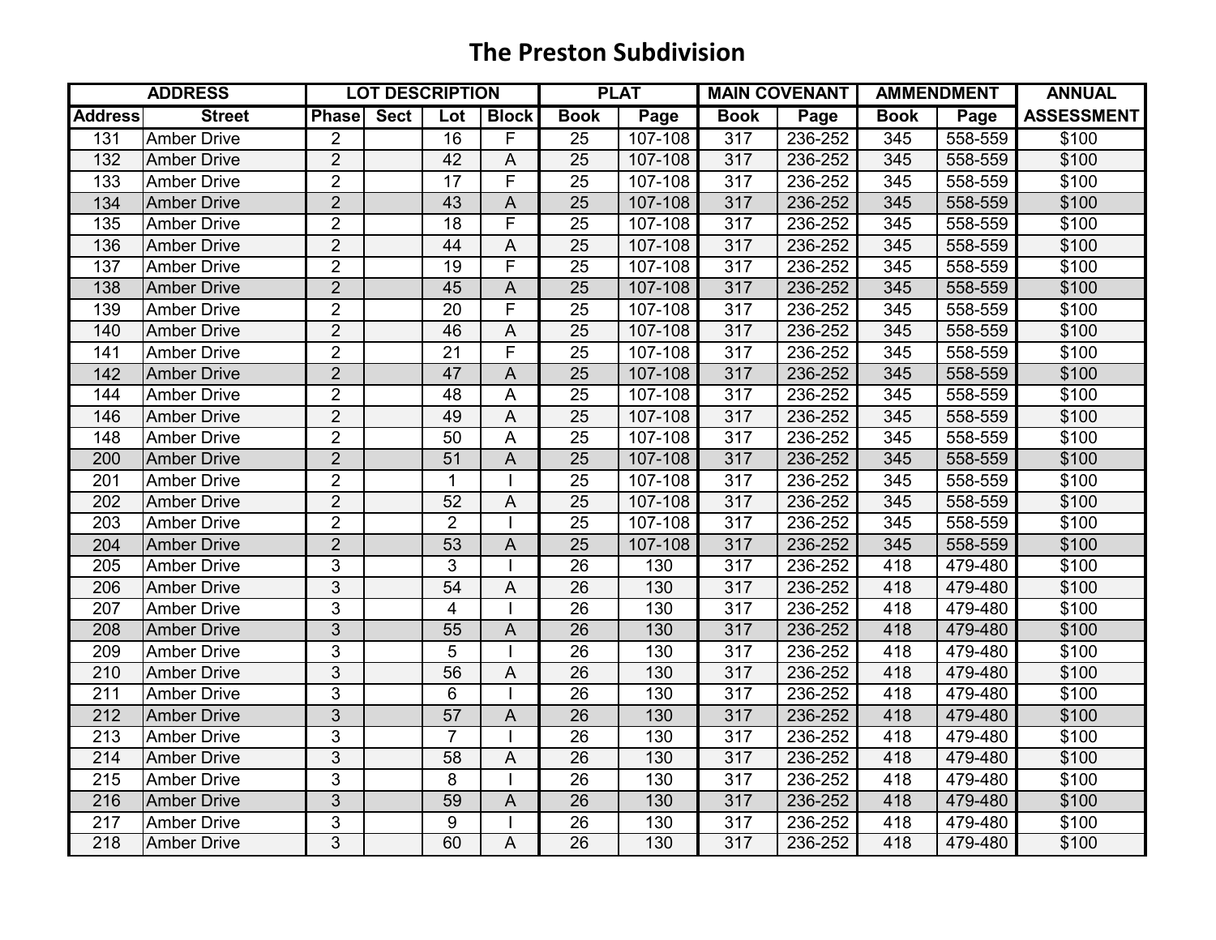# The Preston Subdivision

| ADDRESS | | LOT DESCRIPTION | | | | PLAT | | MAIN COVENANT | | AMMENDMENT | | ANNUAL |
|---|---|---|---|---|---|---|---|---|---|---|---|---|
| Address | Street | Phase | Sect | Lot | Block | Book | Page | Book | Page | Book | Page | ASSESSMENT |
| 131 | Amber Drive | 2 | | 16 | F | 25 | 107-108 | 317 | 236-252 | 345 | 558-559 | $100 |
| 132 | Amber Drive | 2 | | 42 | A | 25 | 107-108 | 317 | 236-252 | 345 | 558-559 | $100 |
| 133 | Amber Drive | 2 | | 17 | F | 25 | 107-108 | 317 | 236-252 | 345 | 558-559 | $100 |
| 134 | Amber Drive | 2 | | 43 | A | 25 | 107-108 | 317 | 236-252 | 345 | 558-559 | $100 |
| 135 | Amber Drive | 2 | | 18 | F | 25 | 107-108 | 317 | 236-252 | 345 | 558-559 | $100 |
| 136 | Amber Drive | 2 | | 44 | A | 25 | 107-108 | 317 | 236-252 | 345 | 558-559 | $100 |
| 137 | Amber Drive | 2 | | 19 | F | 25 | 107-108 | 317 | 236-252 | 345 | 558-559 | $100 |
| 138 | Amber Drive | 2 | | 45 | A | 25 | 107-108 | 317 | 236-252 | 345 | 558-559 | $100 |
| 139 | Amber Drive | 2 | | 20 | F | 25 | 107-108 | 317 | 236-252 | 345 | 558-559 | $100 |
| 140 | Amber Drive | 2 | | 46 | A | 25 | 107-108 | 317 | 236-252 | 345 | 558-559 | $100 |
| 141 | Amber Drive | 2 | | 21 | F | 25 | 107-108 | 317 | 236-252 | 345 | 558-559 | $100 |
| 142 | Amber Drive | 2 | | 47 | A | 25 | 107-108 | 317 | 236-252 | 345 | 558-559 | $100 |
| 144 | Amber Drive | 2 | | 48 | A | 25 | 107-108 | 317 | 236-252 | 345 | 558-559 | $100 |
| 146 | Amber Drive | 2 | | 49 | A | 25 | 107-108 | 317 | 236-252 | 345 | 558-559 | $100 |
| 148 | Amber Drive | 2 | | 50 | A | 25 | 107-108 | 317 | 236-252 | 345 | 558-559 | $100 |
| 200 | Amber Drive | 2 | | 51 | A | 25 | 107-108 | 317 | 236-252 | 345 | 558-559 | $100 |
| 201 | Amber Drive | 2 | | 1 | I | 25 | 107-108 | 317 | 236-252 | 345 | 558-559 | $100 |
| 202 | Amber Drive | 2 | | 52 | A | 25 | 107-108 | 317 | 236-252 | 345 | 558-559 | $100 |
| 203 | Amber Drive | 2 | | 2 | I | 25 | 107-108 | 317 | 236-252 | 345 | 558-559 | $100 |
| 204 | Amber Drive | 2 | | 53 | A | 25 | 107-108 | 317 | 236-252 | 345 | 558-559 | $100 |
| 205 | Amber Drive | 3 | | 3 | I | 26 | 130 | 317 | 236-252 | 418 | 479-480 | $100 |
| 206 | Amber Drive | 3 | | 54 | A | 26 | 130 | 317 | 236-252 | 418 | 479-480 | $100 |
| 207 | Amber Drive | 3 | | 4 | I | 26 | 130 | 317 | 236-252 | 418 | 479-480 | $100 |
| 208 | Amber Drive | 3 | | 55 | A | 26 | 130 | 317 | 236-252 | 418 | 479-480 | $100 |
| 209 | Amber Drive | 3 | | 5 | I | 26 | 130 | 317 | 236-252 | 418 | 479-480 | $100 |
| 210 | Amber Drive | 3 | | 56 | A | 26 | 130 | 317 | 236-252 | 418 | 479-480 | $100 |
| 211 | Amber Drive | 3 | | 6 | I | 26 | 130 | 317 | 236-252 | 418 | 479-480 | $100 |
| 212 | Amber Drive | 3 | | 57 | A | 26 | 130 | 317 | 236-252 | 418 | 479-480 | $100 |
| 213 | Amber Drive | 3 | | 7 | I | 26 | 130 | 317 | 236-252 | 418 | 479-480 | $100 |
| 214 | Amber Drive | 3 | | 58 | A | 26 | 130 | 317 | 236-252 | 418 | 479-480 | $100 |
| 215 | Amber Drive | 3 | | 8 | I | 26 | 130 | 317 | 236-252 | 418 | 479-480 | $100 |
| 216 | Amber Drive | 3 | | 59 | A | 26 | 130 | 317 | 236-252 | 418 | 479-480 | $100 |
| 217 | Amber Drive | 3 | | 9 | I | 26 | 130 | 317 | 236-252 | 418 | 479-480 | $100 |
| 218 | Amber Drive | 3 | | 60 | A | 26 | 130 | 317 | 236-252 | 418 | 479-480 | $100 |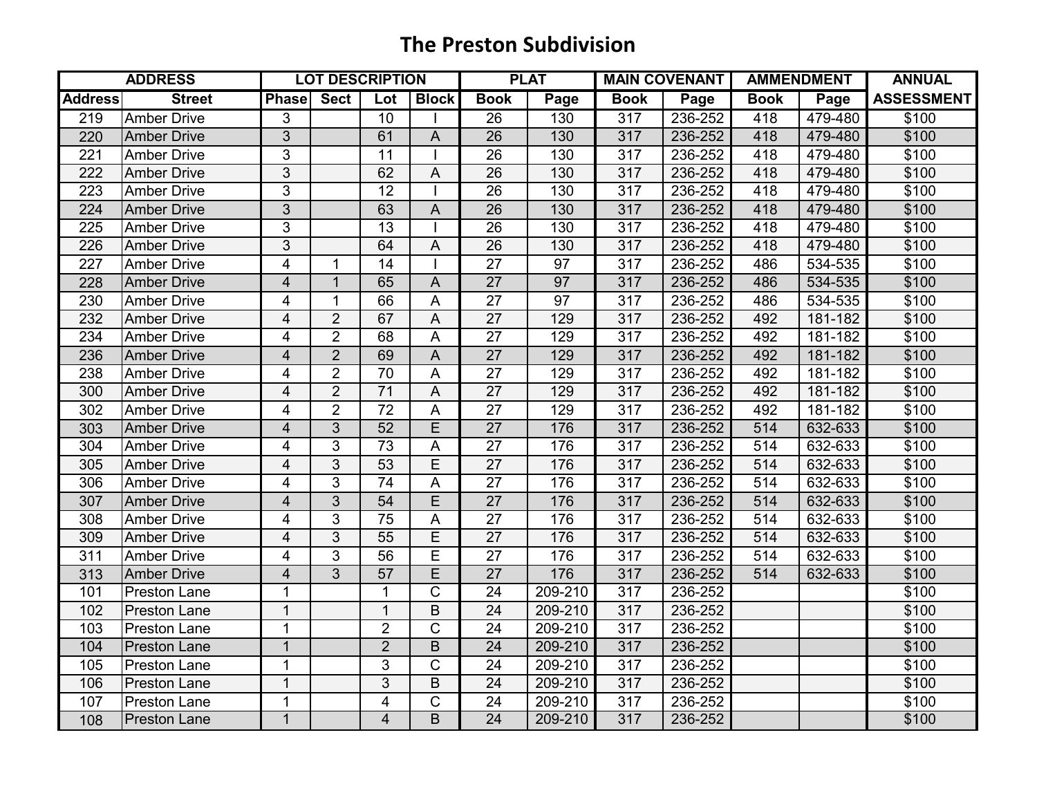# The Preston Subdivision

| ADDRESS | | LOT DESCRIPTION | | | | PLAT | | MAIN COVENANT | | AMMENDMENT | | ANNUAL |
|---|---|---|---|---|---|---|---|---|---|---|---|---|
| Address | Street | Phase | Sect | Lot | Block | Book | Page | Book | Page | Book | Page | ASSESSMENT |
| 219 | Amber Drive | 3 | | 10 | I | 26 | 130 | 317 | 236-252 | 418 | 479-480 | $100 |
| 220 | Amber Drive | 3 | | 61 | A | 26 | 130 | 317 | 236-252 | 418 | 479-480 | $100 |
| 221 | Amber Drive | 3 | | 11 | I | 26 | 130 | 317 | 236-252 | 418 | 479-480 | $100 |
| 222 | Amber Drive | 3 | | 62 | A | 26 | 130 | 317 | 236-252 | 418 | 479-480 | $100 |
| 223 | Amber Drive | 3 | | 12 | I | 26 | 130 | 317 | 236-252 | 418 | 479-480 | $100 |
| 224 | Amber Drive | 3 | | 63 | A | 26 | 130 | 317 | 236-252 | 418 | 479-480 | $100 |
| 225 | Amber Drive | 3 | | 13 | I | 26 | 130 | 317 | 236-252 | 418 | 479-480 | $100 |
| 226 | Amber Drive | 3 | | 64 | A | 26 | 130 | 317 | 236-252 | 418 | 479-480 | $100 |
| 227 | Amber Drive | 4 | 1 | 14 | I | 27 | 97 | 317 | 236-252 | 486 | 534-535 | $100 |
| 228 | Amber Drive | 4 | 1 | 65 | A | 27 | 97 | 317 | 236-252 | 486 | 534-535 | $100 |
| 230 | Amber Drive | 4 | 1 | 66 | A | 27 | 97 | 317 | 236-252 | 486 | 534-535 | $100 |
| 232 | Amber Drive | 4 | 2 | 67 | A | 27 | 129 | 317 | 236-252 | 492 | 181-182 | $100 |
| 234 | Amber Drive | 4 | 2 | 68 | A | 27 | 129 | 317 | 236-252 | 492 | 181-182 | $100 |
| 236 | Amber Drive | 4 | 2 | 69 | A | 27 | 129 | 317 | 236-252 | 492 | 181-182 | $100 |
| 238 | Amber Drive | 4 | 2 | 70 | A | 27 | 129 | 317 | 236-252 | 492 | 181-182 | $100 |
| 300 | Amber Drive | 4 | 2 | 71 | A | 27 | 129 | 317 | 236-252 | 492 | 181-182 | $100 |
| 302 | Amber Drive | 4 | 2 | 72 | A | 27 | 129 | 317 | 236-252 | 492 | 181-182 | $100 |
| 303 | Amber Drive | 4 | 3 | 52 | E | 27 | 176 | 317 | 236-252 | 514 | 632-633 | $100 |
| 304 | Amber Drive | 4 | 3 | 73 | A | 27 | 176 | 317 | 236-252 | 514 | 632-633 | $100 |
| 305 | Amber Drive | 4 | 3 | 53 | E | 27 | 176 | 317 | 236-252 | 514 | 632-633 | $100 |
| 306 | Amber Drive | 4 | 3 | 74 | A | 27 | 176 | 317 | 236-252 | 514 | 632-633 | $100 |
| 307 | Amber Drive | 4 | 3 | 54 | E | 27 | 176 | 317 | 236-252 | 514 | 632-633 | $100 |
| 308 | Amber Drive | 4 | 3 | 75 | A | 27 | 176 | 317 | 236-252 | 514 | 632-633 | $100 |
| 309 | Amber Drive | 4 | 3 | 55 | E | 27 | 176 | 317 | 236-252 | 514 | 632-633 | $100 |
| 311 | Amber Drive | 4 | 3 | 56 | E | 27 | 176 | 317 | 236-252 | 514 | 632-633 | $100 |
| 313 | Amber Drive | 4 | 3 | 57 | E | 27 | 176 | 317 | 236-252 | 514 | 632-633 | $100 |
| 101 | Preston Lane | 1 | | 1 | C | 24 | 209-210 | 317 | 236-252 | | | $100 |
| 102 | Preston Lane | 1 | | 1 | B | 24 | 209-210 | 317 | 236-252 | | | $100 |
| 103 | Preston Lane | 1 | | 2 | C | 24 | 209-210 | 317 | 236-252 | | | $100 |
| 104 | Preston Lane | 1 | | 2 | B | 24 | 209-210 | 317 | 236-252 | | | $100 |
| 105 | Preston Lane | 1 | | 3 | C | 24 | 209-210 | 317 | 236-252 | | | $100 |
| 106 | Preston Lane | 1 | | 3 | B | 24 | 209-210 | 317 | 236-252 | | | $100 |
| 107 | Preston Lane | 1 | | 4 | C | 24 | 209-210 | 317 | 236-252 | | | $100 |
| 108 | Preston Lane | 1 | | 4 | B | 24 | 209-210 | 317 | 236-252 | | | $100 |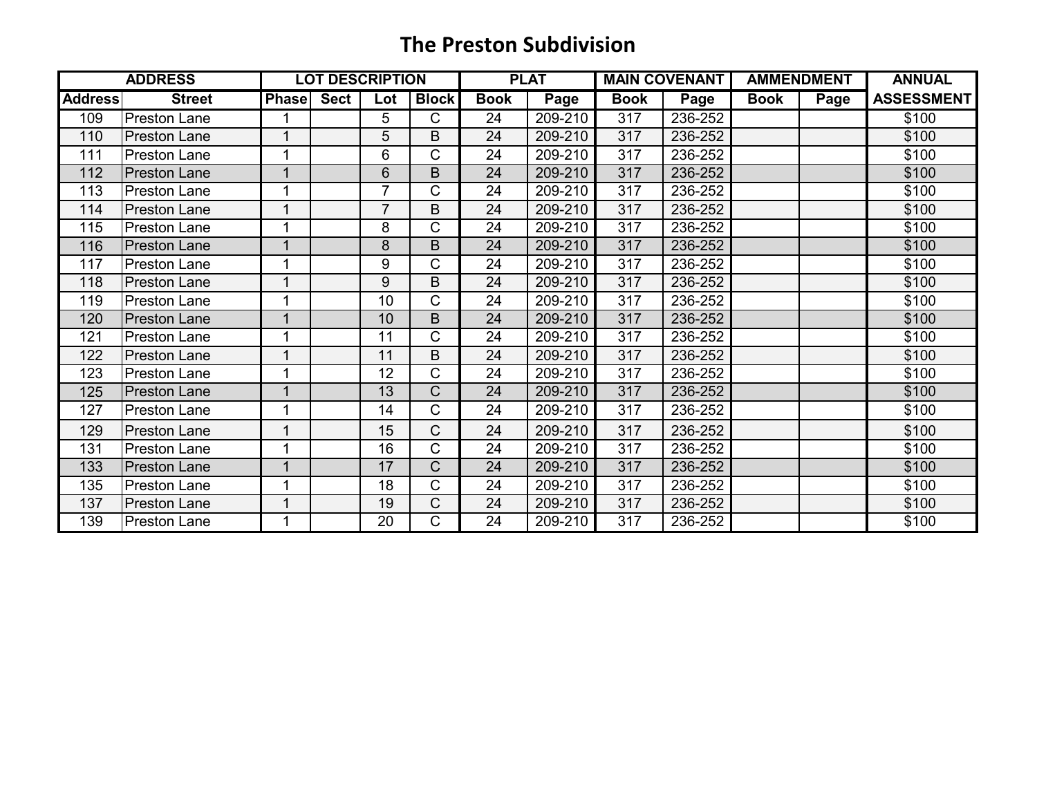# The Preston Subdivision

| ADDRESS | | LOT DESCRIPTION | | | | PLAT | | MAIN COVENANT | | AMMENDMENT | | ANNUAL |
|---|---|---|---|---|---|---|---|---|---|---|---|---|
| Address | Street | Phase | Sect | Lot | Block | Book | Page | Book | Page | Book | Page | ASSESSMENT |
| 109 | Preston Lane | 1 | | 5 | C | 24 | 209-210 | 317 | 236-252 | | | $100 |
| 110 | Preston Lane | 1 | | 5 | B | 24 | 209-210 | 317 | 236-252 | | | $100 |
| 111 | Preston Lane | 1 | | 6 | C | 24 | 209-210 | 317 | 236-252 | | | $100 |
| 112 | Preston Lane | 1 | | 6 | B | 24 | 209-210 | 317 | 236-252 | | | $100 |
| 113 | Preston Lane | 1 | | 7 | C | 24 | 209-210 | 317 | 236-252 | | | $100 |
| 114 | Preston Lane | 1 | | 7 | B | 24 | 209-210 | 317 | 236-252 | | | $100 |
| 115 | Preston Lane | 1 | | 8 | C | 24 | 209-210 | 317 | 236-252 | | | $100 |
| 116 | Preston Lane | 1 | | 8 | B | 24 | 209-210 | 317 | 236-252 | | | $100 |
| 117 | Preston Lane | 1 | | 9 | C | 24 | 209-210 | 317 | 236-252 | | | $100 |
| 118 | Preston Lane | 1 | | 9 | B | 24 | 209-210 | 317 | 236-252 | | | $100 |
| 119 | Preston Lane | 1 | | 10 | C | 24 | 209-210 | 317 | 236-252 | | | $100 |
| 120 | Preston Lane | 1 | | 10 | B | 24 | 209-210 | 317 | 236-252 | | | $100 |
| 121 | Preston Lane | 1 | | 11 | C | 24 | 209-210 | 317 | 236-252 | | | $100 |
| 122 | Preston Lane | 1 | | 11 | B | 24 | 209-210 | 317 | 236-252 | | | $100 |
| 123 | Preston Lane | 1 | | 12 | C | 24 | 209-210 | 317 | 236-252 | | | $100 |
| 125 | Preston Lane | 1 | | 13 | C | 24 | 209-210 | 317 | 236-252 | | | $100 |
| 127 | Preston Lane | 1 | | 14 | C | 24 | 209-210 | 317 | 236-252 | | | $100 |
| 129 | Preston Lane | 1 | | 15 | C | 24 | 209-210 | 317 | 236-252 | | | $100 |
| 131 | Preston Lane | 1 | | 16 | C | 24 | 209-210 | 317 | 236-252 | | | $100 |
| 133 | Preston Lane | 1 | | 17 | C | 24 | 209-210 | 317 | 236-252 | | | $100 |
| 135 | Preston Lane | 1 | | 18 | C | 24 | 209-210 | 317 | 236-252 | | | $100 |
| 137 | Preston Lane | 1 | | 19 | C | 24 | 209-210 | 317 | 236-252 | | | $100 |
| 139 | Preston Lane | 1 | | 20 | C | 24 | 209-210 | 317 | 236-252 | | | $100 |